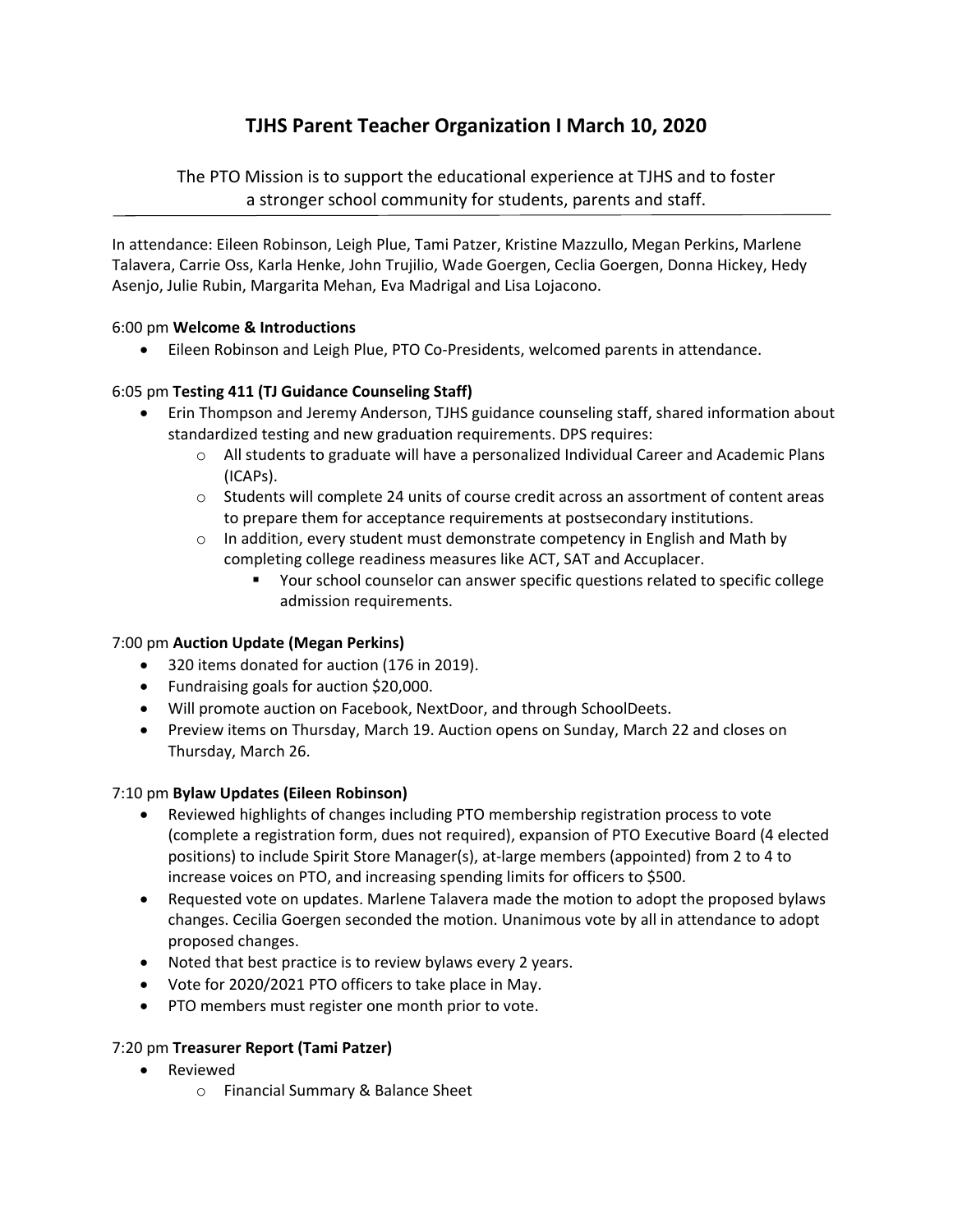# TJHS Parent Teacher Organization I March 10, 2020

The PTO Mission is to support the educational experience at TJHS and to foster a stronger school community for students, parents and staff.

---

In attendance: Eileen Robinson, Leigh Plue, Tami Patzer, Kristine Mazzullo, Megan Perkins, Marlene Talavera, Carrie Oss, Karla Henke, John Trujilio, Wade Goergen, Ceclia Goergen, Donna Hickey, Hedy Asenjo, Julie Rubin, Margarita Mehan, Eva Madrigal and Lisa Lojacono.

6:00 pm **Welcome & Introductions**

- Eileen Robinson and Leigh Plue, PTO Co-Presidents, welcomed parents in attendance.

6:05 pm **Testing 411 (TJ Guidance Counseling Staff)**

- Erin Thompson and Jeremy Anderson, TJHS guidance counseling staff, shared information about standardized testing and new graduation requirements. DPS requires:
    - All students to graduate will have a personalized Individual Career and Academic Plans (ICAPs).
    - Students will complete 24 units of course credit across an assortment of content areas to prepare them for acceptance requirements at postsecondary institutions.
    - In addition, every student must demonstrate competency in English and Math by completing college readiness measures like ACT, SAT and Accuplacer.
        - Your school counselor can answer specific questions related to specific college admission requirements.

7:00 pm **Auction Update (Megan Perkins)**

- 320 items donated for auction (176 in 2019).
- Fundraising goals for auction $20,000.
- Will promote auction on Facebook, NextDoor, and through SchoolDeets.
- Preview items on Thursday, March 19. Auction opens on Sunday, March 22 and closes on Thursday, March 26.

7:10 pm **Bylaw Updates (Eileen Robinson)**

- Reviewed highlights of changes including PTO membership registration process to vote (complete a registration form, dues not required), expansion of PTO Executive Board (4 elected positions) to include Spirit Store Manager(s), at-large members (appointed) from 2 to 4 to increase voices on PTO, and increasing spending limits for officers to $500.
- Requested vote on updates. Marlene Talavera made the motion to adopt the proposed bylaws changes. Cecilia Goergen seconded the motion. Unanimous vote by all in attendance to adopt proposed changes.
- Noted that best practice is to review bylaws every 2 years.
- Vote for 2020/2021 PTO officers to take place in May.
- PTO members must register one month prior to vote.

7:20 pm **Treasurer Report (Tami Patzer)**

- Reviewed
    - Financial Summary & Balance Sheet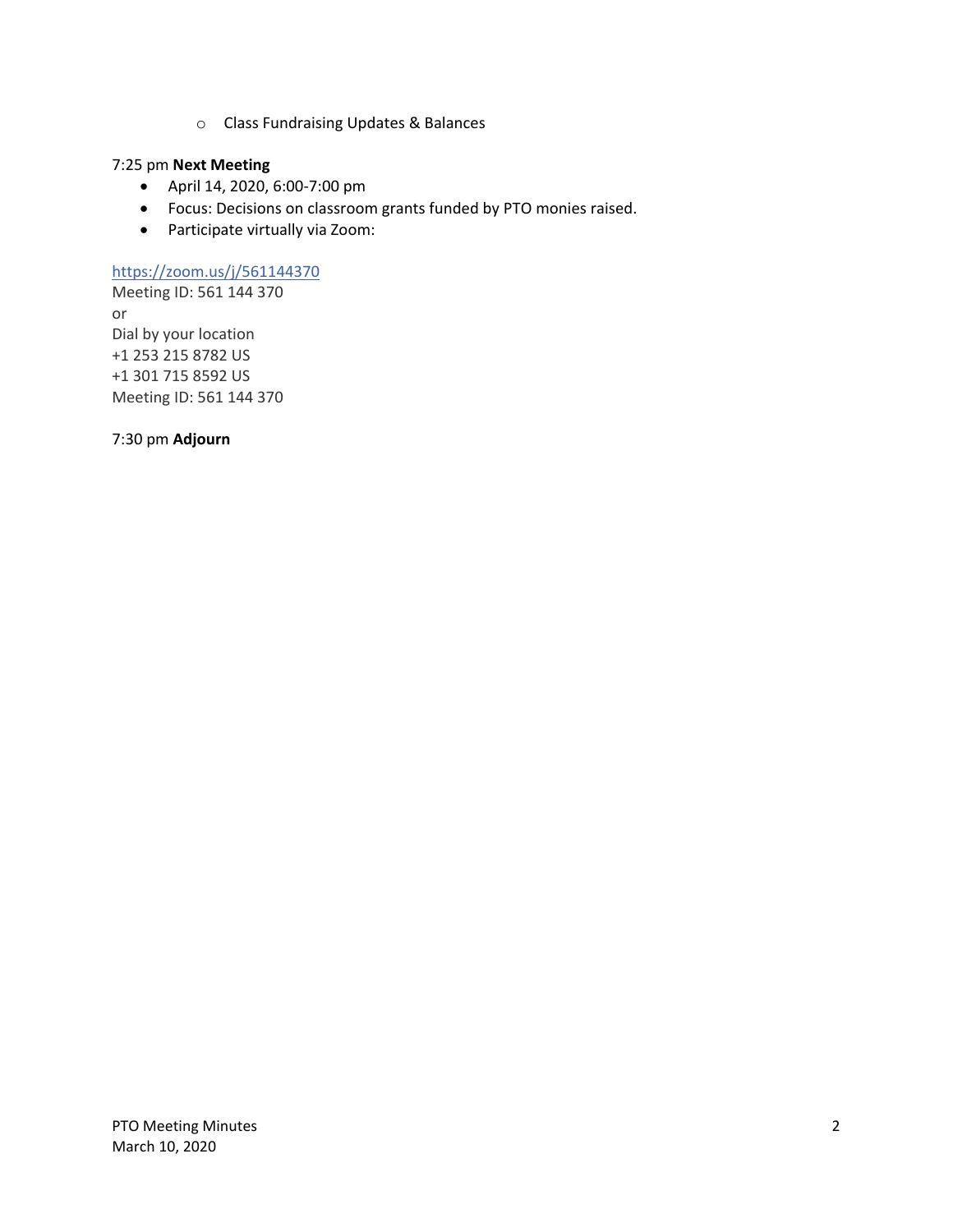- Class Fundraising Updates & Balances

7:25 pm **Next Meeting**

- April 14, 2020, 6:00-7:00 pm
- Focus: Decisions on classroom grants funded by PTO monies raised.
- Participate virtually via Zoom:

https://zoom.us/j/561144370
Meeting ID: 561 144 370
or
Dial by your location
+1 253 215 8782 US
+1 301 715 8592 US
Meeting ID: 561 144 370

7:30 pm **Adjourn**